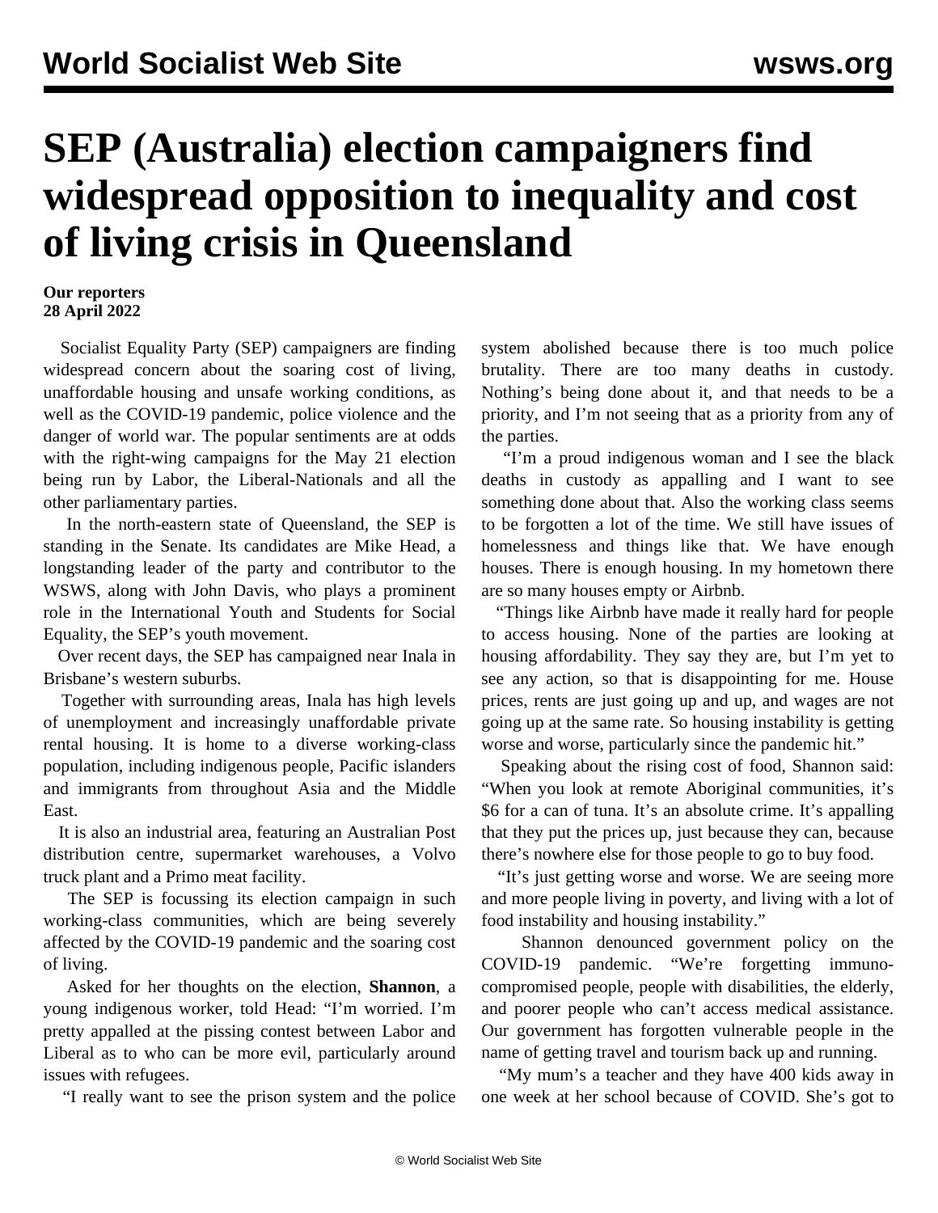# SEP (Australia) election campaigners find widespread opposition to inequality and cost of living crisis in Queensland

**Our reporters**
**28 April 2022**

Socialist Equality Party (SEP) campaigners are finding widespread concern about the soaring cost of living, unaffordable housing and unsafe working conditions, as well as the COVID-19 pandemic, police violence and the danger of world war. The popular sentiments are at odds with the right-wing campaigns for the May 21 election being run by Labor, the Liberal-Nationals and all the other parliamentary parties.

In the north-eastern state of Queensland, the SEP is standing in the Senate. Its candidates are Mike Head, a longstanding leader of the party and contributor to the WSWS, along with John Davis, who plays a prominent role in the International Youth and Students for Social Equality, the SEP's youth movement.

Over recent days, the SEP has campaigned near Inala in Brisbane's western suburbs.

Together with surrounding areas, Inala has high levels of unemployment and increasingly unaffordable private rental housing. It is home to a diverse working-class population, including indigenous people, Pacific islanders and immigrants from throughout Asia and the Middle East.

It is also an industrial area, featuring an Australian Post distribution centre, supermarket warehouses, a Volvo truck plant and a Primo meat facility.

The SEP is focussing its election campaign in such working-class communities, which are being severely affected by the COVID-19 pandemic and the soaring cost of living.

Asked for her thoughts on the election, **Shannon**, a young indigenous worker, told Head: "I'm worried. I'm pretty appalled at the pissing contest between Labor and Liberal as to who can be more evil, particularly around issues with refugees.

"I really want to see the prison system and the police system abolished because there is too much police brutality. There are too many deaths in custody. Nothing's being done about it, and that needs to be a priority, and I'm not seeing that as a priority from any of the parties.

"I'm a proud indigenous woman and I see the black deaths in custody as appalling and I want to see something done about that. Also the working class seems to be forgotten a lot of the time. We still have issues of homelessness and things like that. We have enough houses. There is enough housing. In my hometown there are so many houses empty or Airbnb.

"Things like Airbnb have made it really hard for people to access housing. None of the parties are looking at housing affordability. They say they are, but I'm yet to see any action, so that is disappointing for me. House prices, rents are just going up and up, and wages are not going up at the same rate. So housing instability is getting worse and worse, particularly since the pandemic hit."

Speaking about the rising cost of food, Shannon said: "When you look at remote Aboriginal communities, it's $6 for a can of tuna. It's an absolute crime. It's appalling that they put the prices up, just because they can, because there's nowhere else for those people to go to buy food.

"It's just getting worse and worse. We are seeing more and more people living in poverty, and living with a lot of food instability and housing instability."

Shannon denounced government policy on the COVID-19 pandemic. "We're forgetting immuno-compromised people, people with disabilities, the elderly, and poorer people who can't access medical assistance. Our government has forgotten vulnerable people in the name of getting travel and tourism back up and running.

"My mum's a teacher and they have 400 kids away in one week at her school because of COVID. She's got to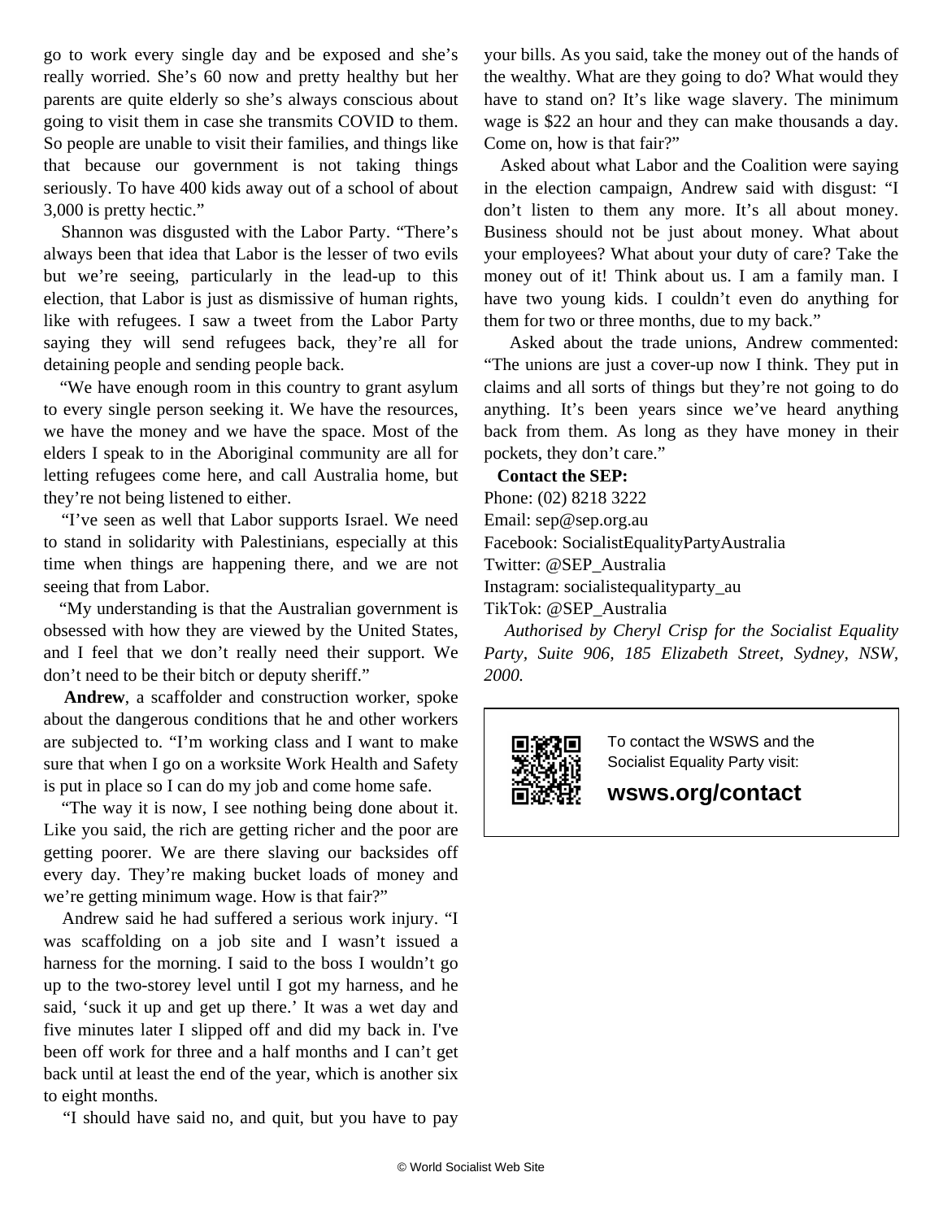go to work every single day and be exposed and she's really worried. She's 60 now and pretty healthy but her parents are quite elderly so she's always conscious about going to visit them in case she transmits COVID to them. So people are unable to visit their families, and things like that because our government is not taking things seriously. To have 400 kids away out of a school of about 3,000 is pretty hectic."

Shannon was disgusted with the Labor Party. "There's always been that idea that Labor is the lesser of two evils but we're seeing, particularly in the lead-up to this election, that Labor is just as dismissive of human rights, like with refugees. I saw a tweet from the Labor Party saying they will send refugees back, they're all for detaining people and sending people back.

"We have enough room in this country to grant asylum to every single person seeking it. We have the resources, we have the money and we have the space. Most of the elders I speak to in the Aboriginal community are all for letting refugees come here, and call Australia home, but they're not being listened to either.

"I've seen as well that Labor supports Israel. We need to stand in solidarity with Palestinians, especially at this time when things are happening there, and we are not seeing that from Labor.

"My understanding is that the Australian government is obsessed with how they are viewed by the United States, and I feel that we don't really need their support. We don't need to be their bitch or deputy sheriff."

**Andrew**, a scaffolder and construction worker, spoke about the dangerous conditions that he and other workers are subjected to. "I'm working class and I want to make sure that when I go on a worksite Work Health and Safety is put in place so I can do my job and come home safe.

"The way it is now, I see nothing being done about it. Like you said, the rich are getting richer and the poor are getting poorer. We are there slaving our backsides off every day. They're making bucket loads of money and we're getting minimum wage. How is that fair?"

Andrew said he had suffered a serious work injury. "I was scaffolding on a job site and I wasn't issued a harness for the morning. I said to the boss I wouldn't go up to the two-storey level until I got my harness, and he said, 'suck it up and get up there.' It was a wet day and five minutes later I slipped off and did my back in. I've been off work for three and a half months and I can't get back until at least the end of the year, which is another six to eight months.

"I should have said no, and quit, but you have to pay your bills. As you said, take the money out of the hands of the wealthy. What are they going to do? What would they have to stand on? It's like wage slavery. The minimum wage is $22 an hour and they can make thousands a day. Come on, how is that fair?"

Asked about what Labor and the Coalition were saying in the election campaign, Andrew said with disgust: "I don't listen to them any more. It's all about money. Business should not be just about money. What about your employees? What about your duty of care? Take the money out of it! Think about us. I am a family man. I have two young kids. I couldn't even do anything for them for two or three months, due to my back."

Asked about the trade unions, Andrew commented: "The unions are just a cover-up now I think. They put in claims and all sorts of things but they're not going to do anything. It's been years since we've heard anything back from them. As long as they have money in their pockets, they don't care."

**Contact the SEP:**

Phone: (02) 8218 3222
Email: sep@sep.org.au
Facebook: SocialistEqualityPartyAustralia
Twitter: @SEP_Australia
Instagram: socialistequalityparty_au
TikTok: @SEP_Australia

*Authorised by Cheryl Crisp for the Socialist Equality Party, Suite 906, 185 Elizabeth Street, Sydney, NSW, 2000.*

To contact the WSWS and the Socialist Equality Party visit:

**wsws.org/contact**